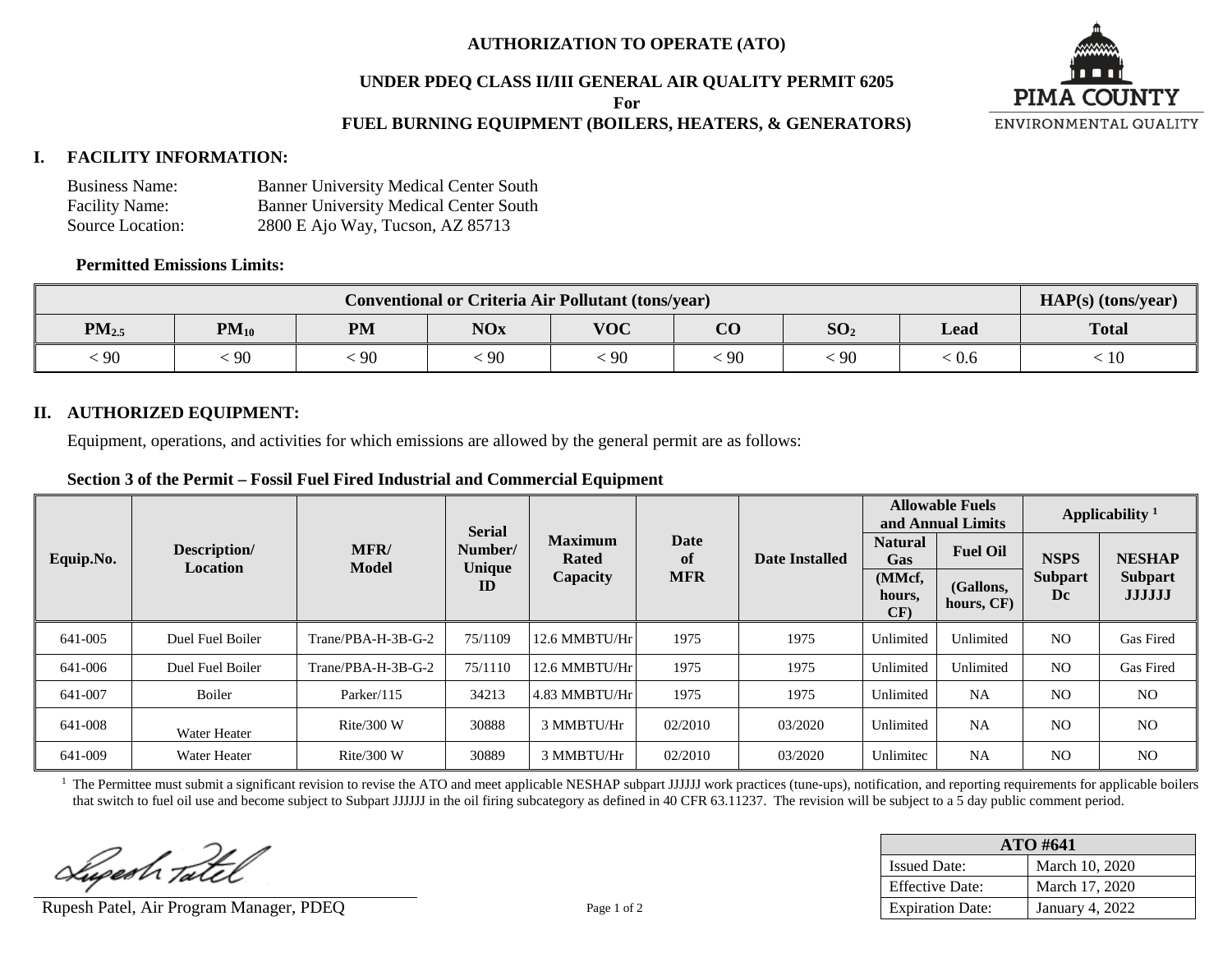**AUTHORIZATION TO OPERATE (ATO)**

**UNDER PDEQ CLASS II/III GENERAL AIR QUALITY PERMIT 6205**

**For**

**FUEL BURNING EQUIPMENT (BOILERS, HEATERS, & GENERATORS)**

PIMA COUNTY
ENVIRONMENTAL QUALITY

## I. FACILITY INFORMATION:

Business Name: Banner University Medical Center South
Facility Name: Banner University Medical Center South
Source Location: 2800 E Ajo Way, Tucson, AZ 85713

**Permitted Emissions Limits:**

| Conventional or Criteria Air Pollutant (tons/year) | | | | | | | | HAP(s) (tons/year) |
|---|---|---|---|---|---|---|---|---|
| $PM_{2.5}$ | $PM_{10}$ | PM | NOx | VOC | CO | $SO_2$ | Lead | Total |
| < 90 | < 90 | < 90 | < 90 | < 90 | < 90 | < 90 | < 0.6 | < 10 |

## II. AUTHORIZED EQUIPMENT:

Equipment, operations, and activities for which emissions are allowed by the general permit are as follows:

**Section 3 of the Permit – Fossil Fuel Fired Industrial and Commercial Equipment**

| Equip.No. | Description/ Location | MFR/ Model | Serial Number/ Unique ID | Maximum Rated Capacity | Date of MFR | Date Installed | Allowable Fuels and Annual Limits | | Applicability [1] | |
|---|---|---|---|---|---|---|---|---|---|---|
| | | | | | | | Natural Gas (MMcf, hours, CF) | Fuel Oil (Gallons, hours, CF) | NSPS Subpart Dc | NESHAP Subpart JJJJJJ |
| 641-005 | Duel Fuel Boiler | Trane/PBA-H-3B-G-2 | 75/1109 | 12.6 MMBTU/Hr | 1975 | 1975 | Unlimited | Unlimited | NO | Gas Fired |
| 641-006 | Duel Fuel Boiler | Trane/PBA-H-3B-G-2 | 75/1110 | 12.6 MMBTU/Hr | 1975 | 1975 | Unlimited | Unlimited | NO | Gas Fired |
| 641-007 | Boiler | Parker/115 | 34213 | 4.83 MMBTU/Hr | 1975 | 1975 | Unlimited | NA | NO | NO |
| 641-008 | Water Heater | Rite/300 W | 30888 | 3 MMBTU/Hr | 02/2010 | 03/2020 | Unlimited | NA | NO | NO |
| 641-009 | Water Heater | Rite/300 W | 30889 | 3 MMBTU/Hr | 02/2010 | 03/2020 | Unlimitec | NA | NO | NO |

[1] The Permittee must submit a significant revision to revise the ATO and meet applicable NESHAP subpart JJJJJJ work practices (tune-ups), notification, and reporting requirements for applicable boilers that switch to fuel oil use and become subject to Subpart JJJJJJ in the oil firing subcategory as defined in 40 CFR 63.11237. The revision will be subject to a 5 day public comment period.

Rupesh Patel, Air Program Manager, PDEQ

| ATO #641 | |
|---|---|
| Issued Date: | March 10, 2020 |
| Effective Date: | March 17, 2020 |
| Expiration Date: | January 4, 2022 |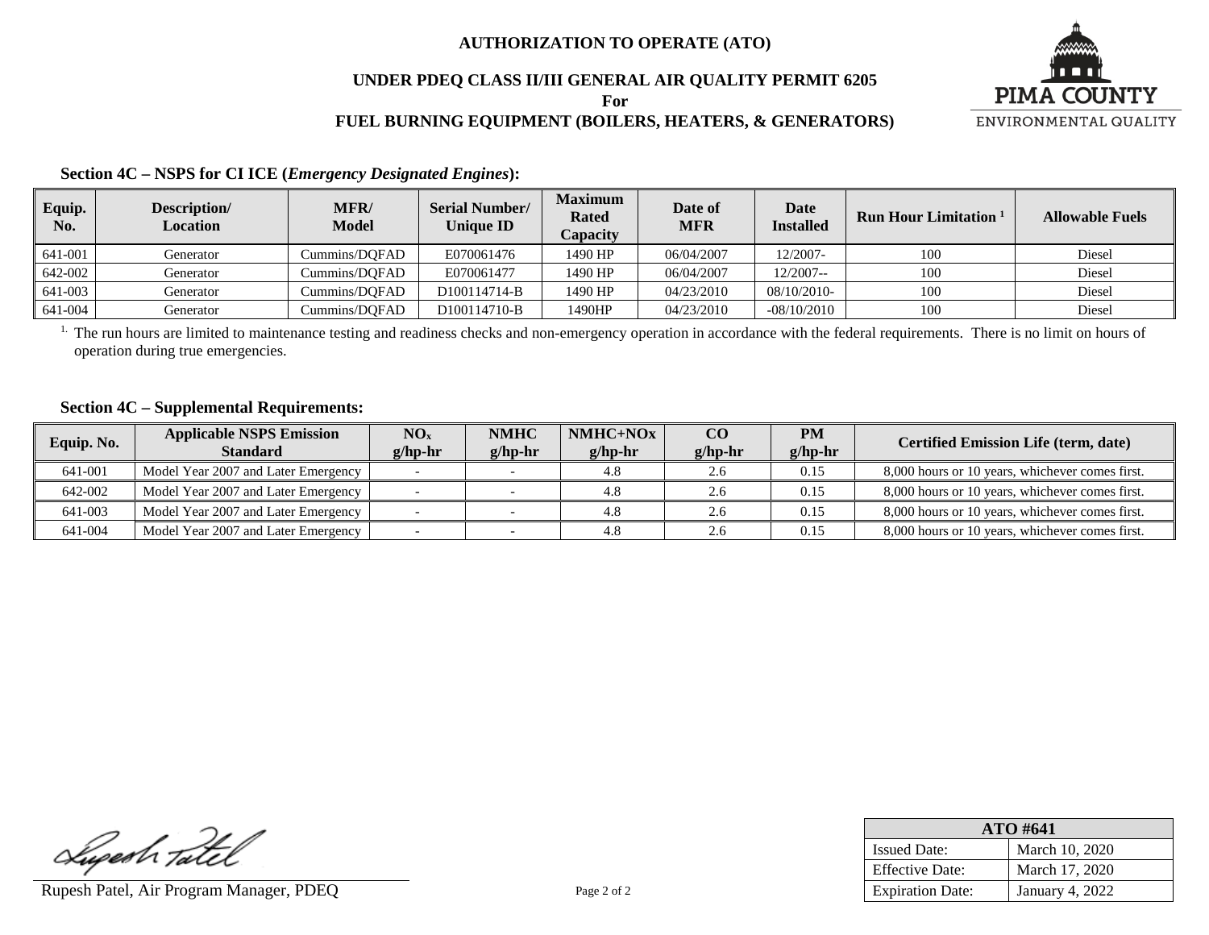**AUTHORIZATION TO OPERATE (ATO)**

**UNDER PDEQ CLASS II/III GENERAL AIR QUALITY PERMIT 6205**
**For**
**FUEL BURNING EQUIPMENT (BOILERS, HEATERS, & GENERATORS)**

PIMA COUNTY
ENVIRONMENTAL QUALITY

### Section 4C – NSPS for CI ICE (*Emergency Designated Engines*):

| Equip. No. | Description/ Location | MFR/ Model | Serial Number/ Unique ID | Maximum Rated Capacity | Date of MFR | Date Installed | Run Hour Limitation [1] | Allowable Fuels |
|---|---|---|---|---|---|---|---|---|
| 641-001 | Generator | Cummins/DQFAD | E070061476 | 1490 HP | 06/04/2007 | 12/2007- | 100 | Diesel |
| 642-002 | Generator | Cummins/DQFAD | E070061477 | 1490 HP | 06/04/2007 | 12/2007-- | 100 | Diesel |
| 641-003 | Generator | Cummins/DQFAD | D100114714-B | 1490 HP | 04/23/2010 | 08/10/2010- | 100 | Diesel |
| 641-004 | Generator | Cummins/DQFAD | D100114710-B | 1490HP | 04/23/2010 | -08/10/2010 | 100 | Diesel |

[1] The run hours are limited to maintenance testing and readiness checks and non-emergency operation in accordance with the federal requirements. There is no limit on hours of operation during true emergencies.

### Section 4C – Supplemental Requirements:

| Equip. No. | Applicable NSPS Emission Standard | $NO_x$ g/hp-hr | NMHC g/hp-hr | NMHC+NOx g/hp-hr | CO g/hp-hr | PM g/hp-hr | Certified Emission Life (term, date) |
|---|---|---|---|---|---|---|---|
| 641-001 | Model Year 2007 and Later Emergency | - | - | 4.8 | 2.6 | 0.15 | 8,000 hours or 10 years, whichever comes first. |
| 642-002 | Model Year 2007 and Later Emergency | - | - | 4.8 | 2.6 | 0.15 | 8,000 hours or 10 years, whichever comes first. |
| 641-003 | Model Year 2007 and Later Emergency | - | - | 4.8 | 2.6 | 0.15 | 8,000 hours or 10 years, whichever comes first. |
| 641-004 | Model Year 2007 and Later Emergency | - | - | 4.8 | 2.6 | 0.15 | 8,000 hours or 10 years, whichever comes first. |

Rupesh Patel, Air Program Manager, PDEQ

| ATO #641 | |
|---|---|
| Issued Date: | March 10, 2020 |
| Effective Date: | March 17, 2020 |
| Expiration Date: | January 4, 2022 |